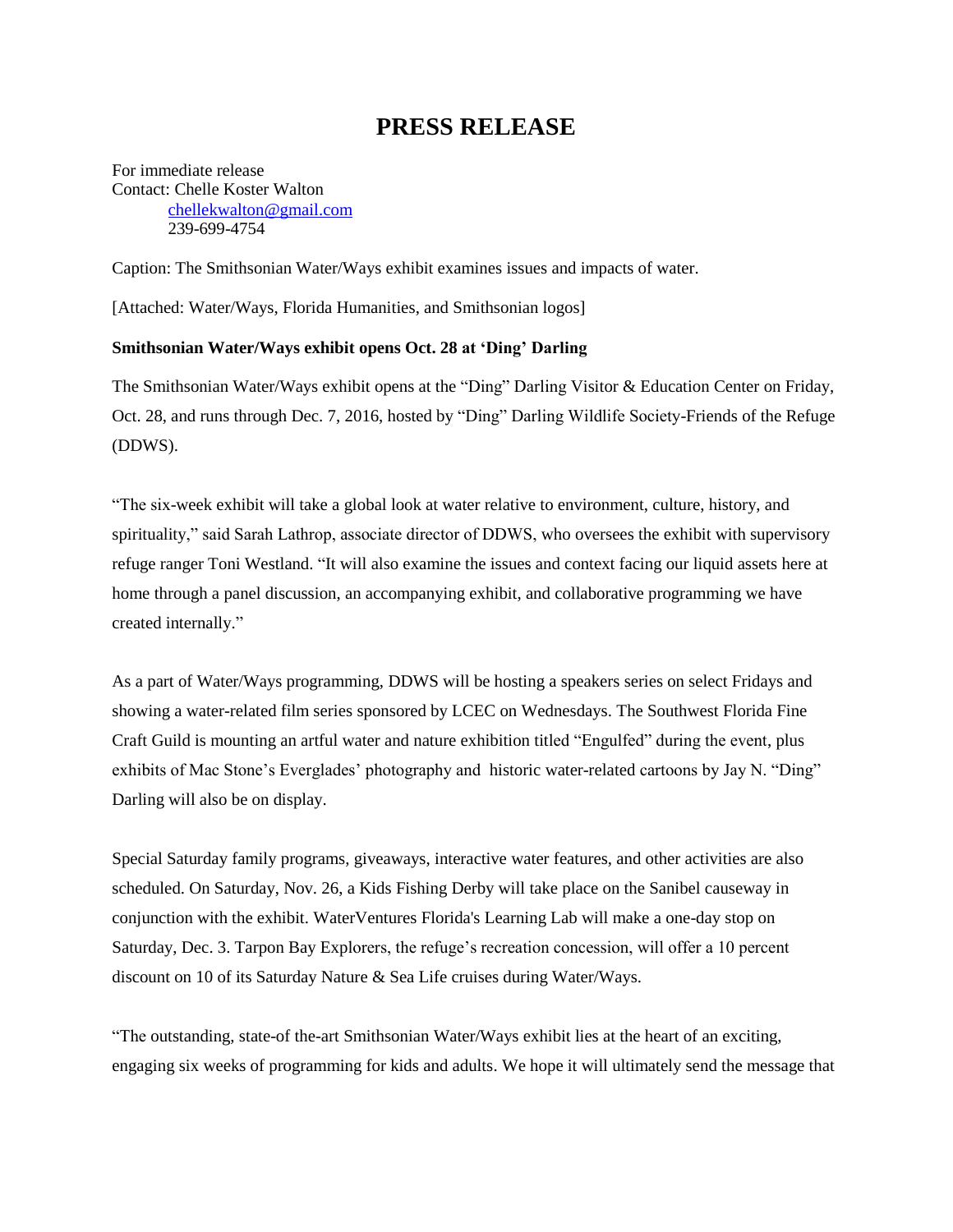# PRESS RELEASE

For immediate release
Contact: Chelle Koster Walton
chellekwalton@gmail.com
239-699-4754

Caption: The Smithsonian Water/Ways exhibit examines issues and impacts of water.

[Attached: Water/Ways, Florida Humanities, and Smithsonian logos]

**Smithsonian Water/Ways exhibit opens Oct. 28 at 'Ding' Darling**

The Smithsonian Water/Ways exhibit opens at the "Ding" Darling Visitor & Education Center on Friday, Oct. 28, and runs through Dec. 7, 2016, hosted by "Ding" Darling Wildlife Society-Friends of the Refuge (DDWS).

"The six-week exhibit will take a global look at water relative to environment, culture, history, and spirituality," said Sarah Lathrop, associate director of DDWS, who oversees the exhibit with supervisory refuge ranger Toni Westland. "It will also examine the issues and context facing our liquid assets here at home through a panel discussion, an accompanying exhibit, and collaborative programming we have created internally."

As a part of Water/Ways programming, DDWS will be hosting a speakers series on select Fridays and showing a water-related film series sponsored by LCEC on Wednesdays. The Southwest Florida Fine Craft Guild is mounting an artful water and nature exhibition titled "Engulfed" during the event, plus exhibits of Mac Stone's Everglades' photography and historic water-related cartoons by Jay N. "Ding" Darling will also be on display.

Special Saturday family programs, giveaways, interactive water features, and other activities are also scheduled. On Saturday, Nov. 26, a Kids Fishing Derby will take place on the Sanibel causeway in conjunction with the exhibit. WaterVentures Florida's Learning Lab will make a one-day stop on Saturday, Dec. 3. Tarpon Bay Explorers, the refuge's recreation concession, will offer a 10 percent discount on 10 of its Saturday Nature & Sea Life cruises during Water/Ways.

"The outstanding, state-of the-art Smithsonian Water/Ways exhibit lies at the heart of an exciting, engaging six weeks of programming for kids and adults. We hope it will ultimately send the message that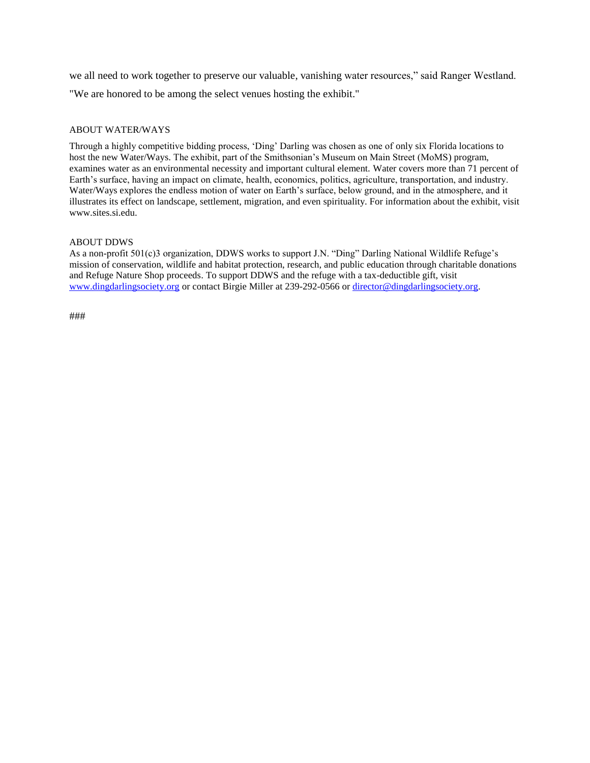we all need to work together to preserve our valuable, vanishing water resources," said Ranger Westland. "We are honored to be among the select venues hosting the exhibit."

ABOUT WATER/WAYS

Through a highly competitive bidding process, 'Ding' Darling was chosen as one of only six Florida locations to host the new Water/Ways. The exhibit, part of the Smithsonian's Museum on Main Street (MoMS) program, examines water as an environmental necessity and important cultural element. Water covers more than 71 percent of Earth's surface, having an impact on climate, health, economics, politics, agriculture, transportation, and industry. Water/Ways explores the endless motion of water on Earth's surface, below ground, and in the atmosphere, and it illustrates its effect on landscape, settlement, migration, and even spirituality. For information about the exhibit, visit www.sites.si.edu.

ABOUT DDWS

As a non-profit 501(c)3 organization, DDWS works to support J.N. "Ding" Darling National Wildlife Refuge's mission of conservation, wildlife and habitat protection, research, and public education through charitable donations and Refuge Nature Shop proceeds. To support DDWS and the refuge with a tax-deductible gift, visit www.dingdarlingsociety.org or contact Birgie Miller at 239-292-0566 or director@dingdarlingsociety.org.

###